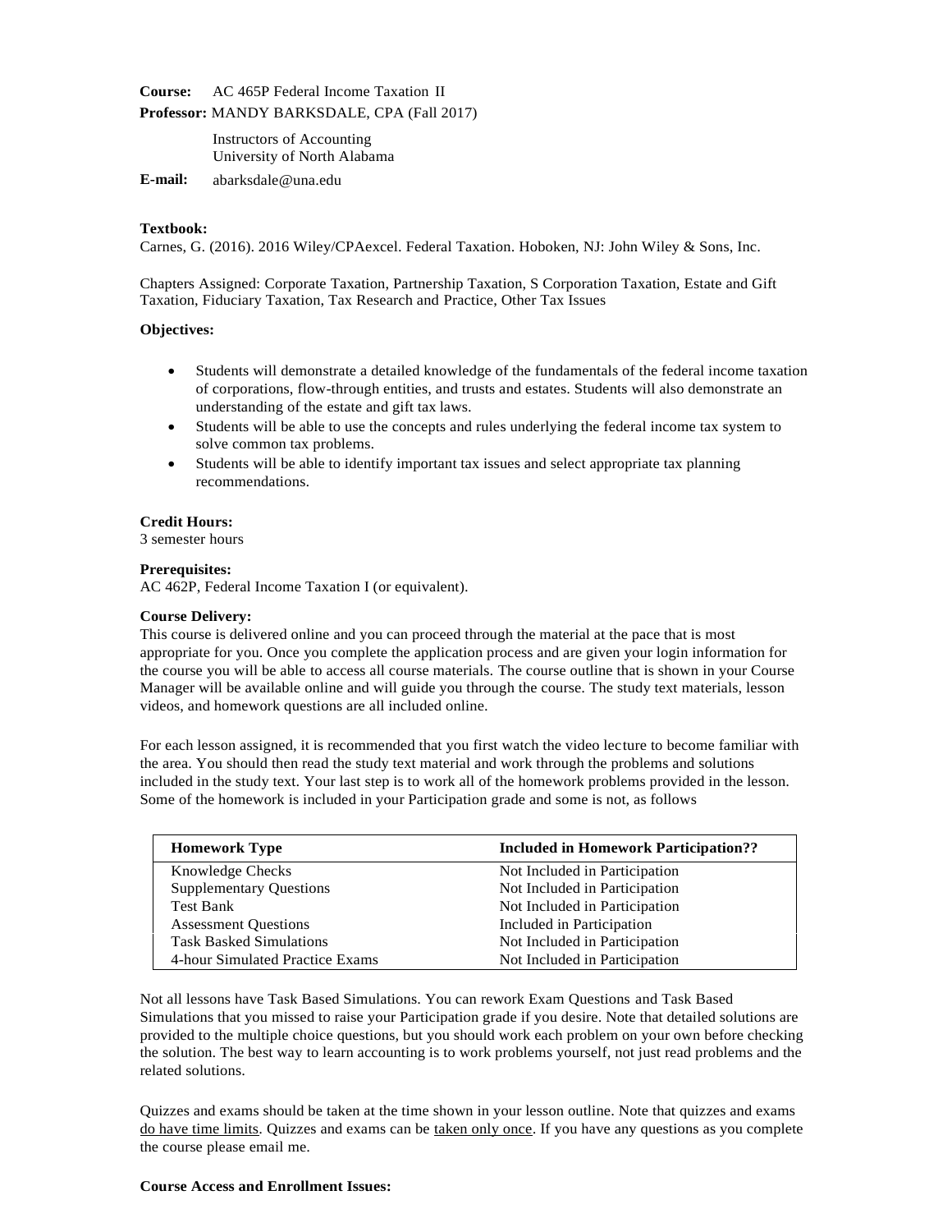**Course:** AC 465P Federal Income Taxation II

**Professor:** MANDY BARKSDALE, CPA (Fall 2017)

Instructors of Accounting
University of North Alabama

**E-mail:** abarksdale@una.edu

**Textbook:**

Carnes, G. (2016). 2016 Wiley/CPAexcel. Federal Taxation. Hoboken, NJ: John Wiley & Sons, Inc.

Chapters Assigned: Corporate Taxation, Partnership Taxation, S Corporation Taxation, Estate and Gift Taxation, Fiduciary Taxation, Tax Research and Practice, Other Tax Issues

**Objectives:**

- Students will demonstrate a detailed knowledge of the fundamentals of the federal income taxation of corporations, flow-through entities, and trusts and estates. Students will also demonstrate an understanding of the estate and gift tax laws.
- Students will be able to use the concepts and rules underlying the federal income tax system to solve common tax problems.
- Students will be able to identify important tax issues and select appropriate tax planning recommendations.

**Credit Hours:**

3 semester hours

**Prerequisites:**

AC 462P, Federal Income Taxation I (or equivalent).

**Course Delivery:**

This course is delivered online and you can proceed through the material at the pace that is most appropriate for you. Once you complete the application process and are given your login information for the course you will be able to access all course materials. The course outline that is shown in your Course Manager will be available online and will guide you through the course. The study text materials, lesson videos, and homework questions are all included online.

For each lesson assigned, it is recommended that you first watch the video lecture to become familiar with the area. You should then read the study text material and work through the problems and solutions included in the study text. Your last step is to work all of the homework problems provided in the lesson. Some of the homework is included in your Participation grade and some is not, as follows

| Homework Type | Included in Homework Participation?? |
|---|---|
| Knowledge Checks | Not Included in Participation |
| Supplementary Questions | Not Included in Participation |
| Test Bank | Not Included in Participation |
| Assessment Questions | Included in Participation |
| Task Basked Simulations | Not Included in Participation |
| 4-hour Simulated Practice Exams | Not Included in Participation |

Not all lessons have Task Based Simulations. You can rework Exam Questions and Task Based Simulations that you missed to raise your Participation grade if you desire. Note that detailed solutions are provided to the multiple choice questions, but you should work each problem on your own before checking the solution. The best way to learn accounting is to work problems yourself, not just read problems and the related solutions.

Quizzes and exams should be taken at the time shown in your lesson outline. Note that quizzes and exams <u>do have time limits</u>. Quizzes and exams can be <u>taken only once</u>. If you have any questions as you complete the course please email me.

**Course Access and Enrollment Issues:**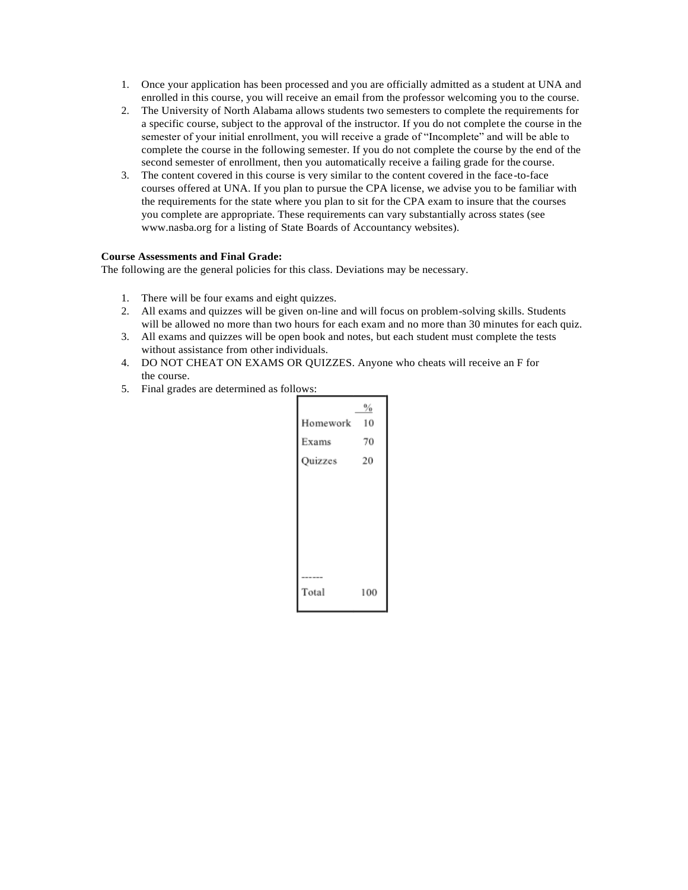1. Once your application has been processed and you are officially admitted as a student at UNA and enrolled in this course, you will receive an email from the professor welcoming you to the course.
2. The University of North Alabama allows students two semesters to complete the requirements for a specific course, subject to the approval of the instructor. If you do not complete the course in the semester of your initial enrollment, you will receive a grade of "Incomplete" and will be able to complete the course in the following semester. If you do not complete the course by the end of the second semester of enrollment, then you automatically receive a failing grade for the course.
3. The content covered in this course is very similar to the content covered in the face-to-face courses offered at UNA. If you plan to pursue the CPA license, we advise you to be familiar with the requirements for the state where you plan to sit for the CPA exam to insure that the courses you complete are appropriate. These requirements can vary substantially across states (see www.nasba.org for a listing of State Boards of Accountancy websites).

**Course Assessments and Final Grade:**
The following are the general policies for this class. Deviations may be necessary.

1. There will be four exams and eight quizzes.
2. All exams and quizzes will be given on-line and will focus on problem-solving skills. Students will be allowed no more than two hours for each exam and no more than 30 minutes for each quiz.
3. All exams and quizzes will be open book and notes, but each student must complete the tests without assistance from other individuals.
4. DO NOT CHEAT ON EXAMS OR QUIZZES. Anyone who cheats will receive an F for the course.
5. Final grades are determined as follows:

| | % |
|---|---|
| Homework | 10 |
| Exams | 70 |
| Quizzes | 20 |
| ------ | |
| Total | 100 |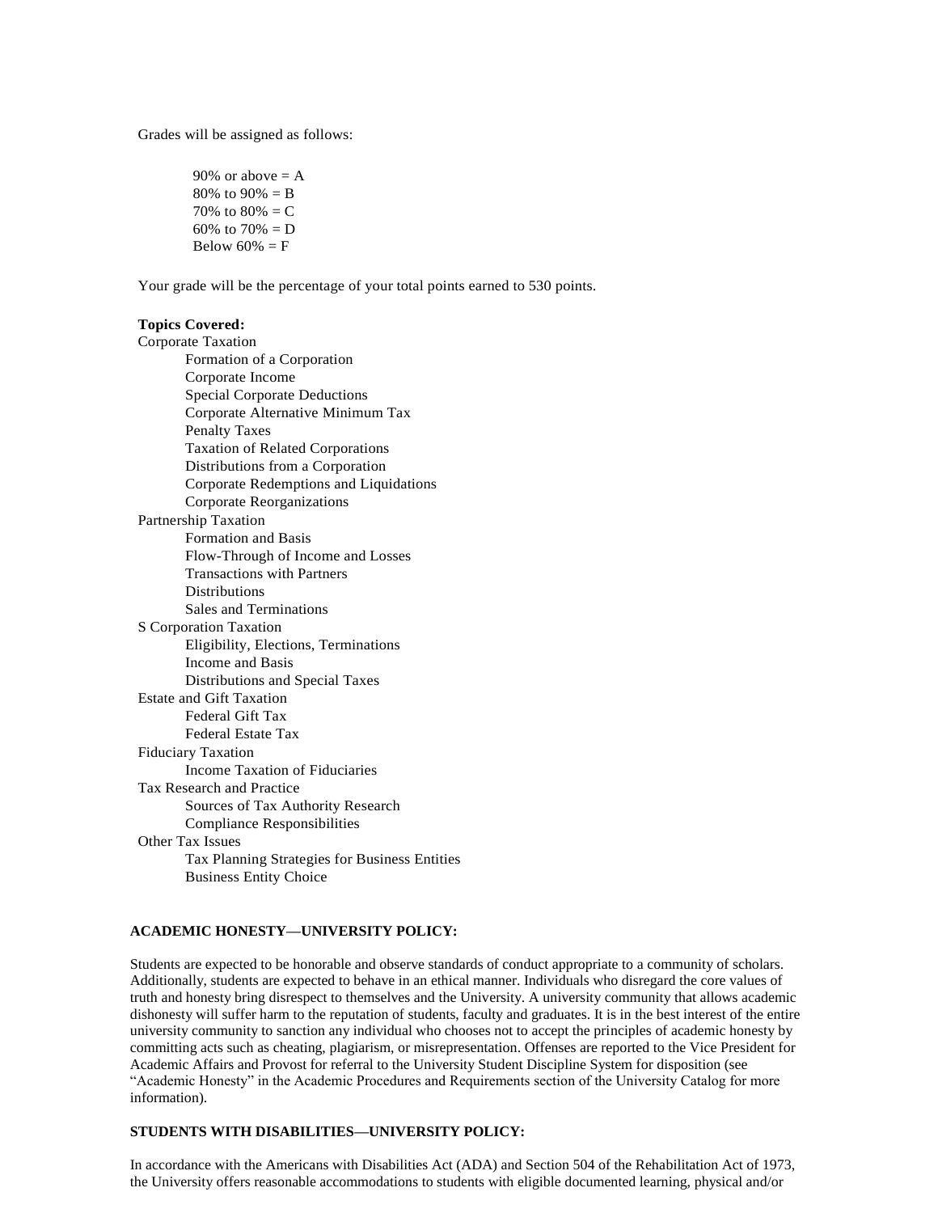Grades will be assigned as follows:

90% or above = A
80% to 90% = B
70% to 80% = C
60% to 70% = D
Below 60% = F

Your grade will be the percentage of your total points earned to 530 points.

**Topics Covered:**

Corporate Taxation
- Formation of a Corporation
- Corporate Income
- Special Corporate Deductions
- Corporate Alternative Minimum Tax
- Penalty Taxes
- Taxation of Related Corporations
- Distributions from a Corporation
- Corporate Redemptions and Liquidations
- Corporate Reorganizations

Partnership Taxation
- Formation and Basis
- Flow-Through of Income and Losses
- Transactions with Partners
- Distributions
- Sales and Terminations

S Corporation Taxation
- Eligibility, Elections, Terminations
- Income and Basis
- Distributions and Special Taxes

Estate and Gift Taxation
- Federal Gift Tax
- Federal Estate Tax

Fiduciary Taxation
- Income Taxation of Fiduciaries

Tax Research and Practice
- Sources of Tax Authority Research
- Compliance Responsibilities

Other Tax Issues
- Tax Planning Strategies for Business Entities
- Business Entity Choice

**ACADEMIC HONESTY—UNIVERSITY POLICY:**

Students are expected to be honorable and observe standards of conduct appropriate to a community of scholars. Additionally, students are expected to behave in an ethical manner. Individuals who disregard the core values of truth and honesty bring disrespect to themselves and the University. A university community that allows academic dishonesty will suffer harm to the reputation of students, faculty and graduates. It is in the best interest of the entire university community to sanction any individual who chooses not to accept the principles of academic honesty by committing acts such as cheating, plagiarism, or misrepresentation. Offenses are reported to the Vice President for Academic Affairs and Provost for referral to the University Student Discipline System for disposition (see "Academic Honesty" in the Academic Procedures and Requirements section of the University Catalog for more information).

**STUDENTS WITH DISABILITIES—UNIVERSITY POLICY:**

In accordance with the Americans with Disabilities Act (ADA) and Section 504 of the Rehabilitation Act of 1973, the University offers reasonable accommodations to students with eligible documented learning, physical and/or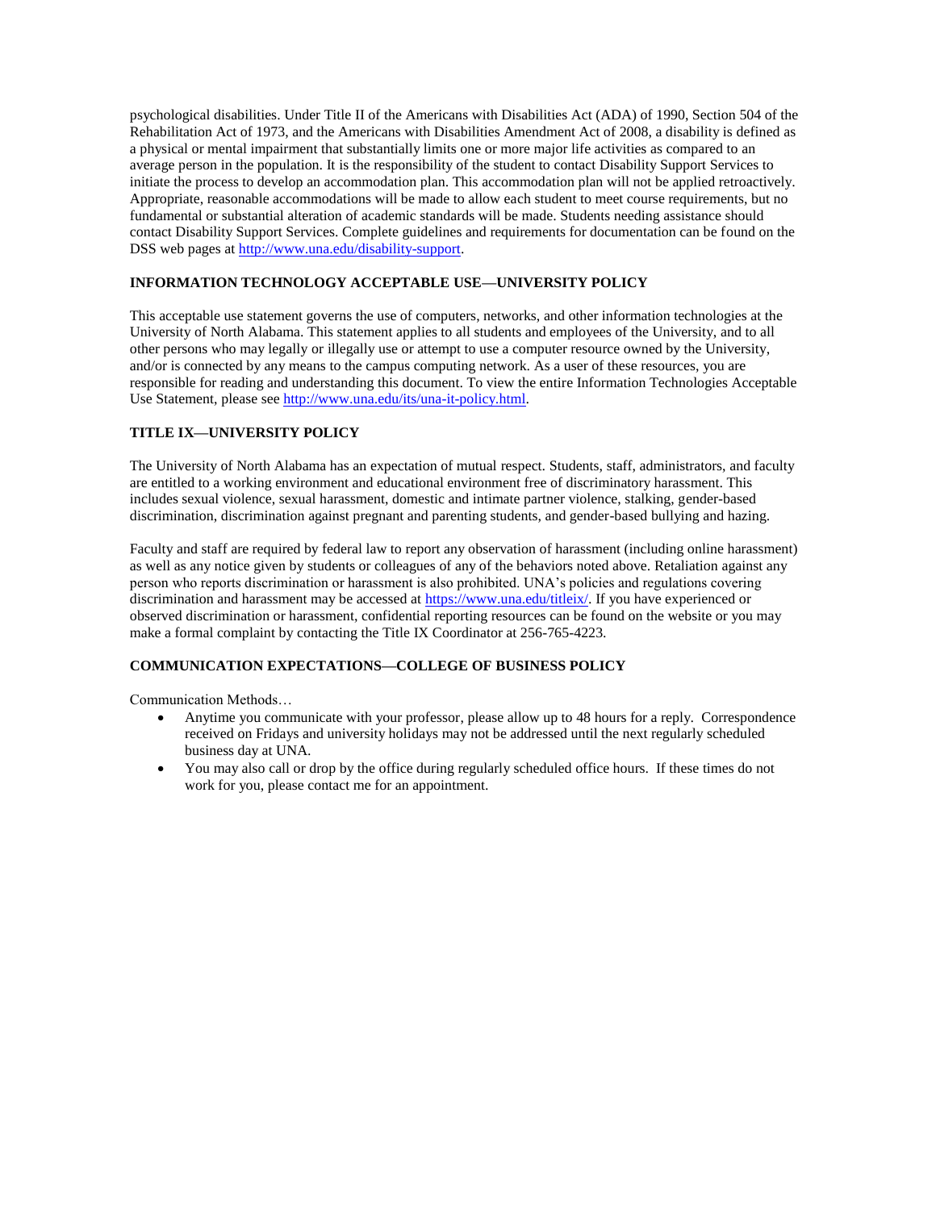psychological disabilities. Under Title II of the Americans with Disabilities Act (ADA) of 1990, Section 504 of the Rehabilitation Act of 1973, and the Americans with Disabilities Amendment Act of 2008, a disability is defined as a physical or mental impairment that substantially limits one or more major life activities as compared to an average person in the population. It is the responsibility of the student to contact Disability Support Services to initiate the process to develop an accommodation plan. This accommodation plan will not be applied retroactively. Appropriate, reasonable accommodations will be made to allow each student to meet course requirements, but no fundamental or substantial alteration of academic standards will be made. Students needing assistance should contact Disability Support Services. Complete guidelines and requirements for documentation can be found on the DSS web pages at http://www.una.edu/disability-support.

**INFORMATION TECHNOLOGY ACCEPTABLE USE—UNIVERSITY POLICY**

This acceptable use statement governs the use of computers, networks, and other information technologies at the University of North Alabama. This statement applies to all students and employees of the University, and to all other persons who may legally or illegally use or attempt to use a computer resource owned by the University, and/or is connected by any means to the campus computing network. As a user of these resources, you are responsible for reading and understanding this document. To view the entire Information Technologies Acceptable Use Statement, please see http://www.una.edu/its/una-it-policy.html.

**TITLE IX—UNIVERSITY POLICY**

The University of North Alabama has an expectation of mutual respect. Students, staff, administrators, and faculty are entitled to a working environment and educational environment free of discriminatory harassment. This includes sexual violence, sexual harassment, domestic and intimate partner violence, stalking, gender-based discrimination, discrimination against pregnant and parenting students, and gender-based bullying and hazing.

Faculty and staff are required by federal law to report any observation of harassment (including online harassment) as well as any notice given by students or colleagues of any of the behaviors noted above. Retaliation against any person who reports discrimination or harassment is also prohibited. UNA's policies and regulations covering discrimination and harassment may be accessed at https://www.una.edu/titleix/. If you have experienced or observed discrimination or harassment, confidential reporting resources can be found on the website or you may make a formal complaint by contacting the Title IX Coordinator at 256-765-4223.

**COMMUNICATION EXPECTATIONS—COLLEGE OF BUSINESS POLICY**

Communication Methods…

- Anytime you communicate with your professor, please allow up to 48 hours for a reply. Correspondence received on Fridays and university holidays may not be addressed until the next regularly scheduled business day at UNA.
- You may also call or drop by the office during regularly scheduled office hours. If these times do not work for you, please contact me for an appointment.